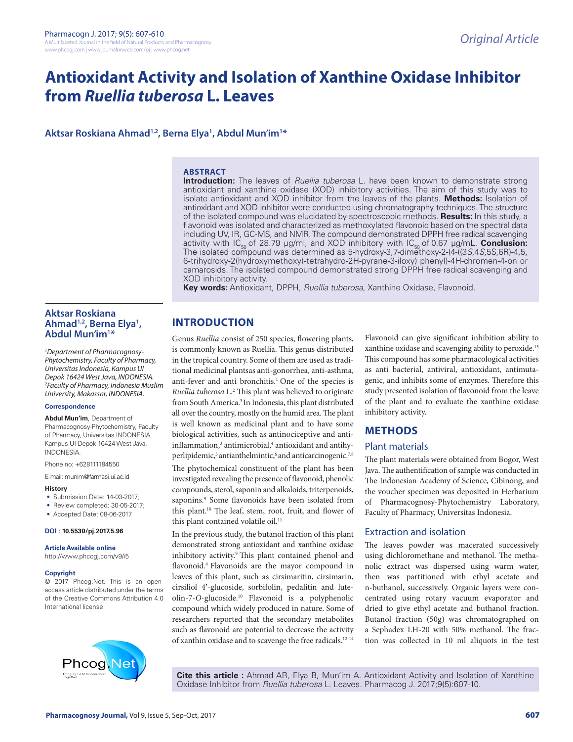# Antioxidant Activity and Isolation of Xanthine Oxidase Inhibitor from *Ruellia tuberosa* L. Leaves

**Aktsar Roskiana Ahmad[1,2], Berna Elya[1], Abdul Mun'im[1]***

### ABSTRACT

**Introduction:** The leaves of *Ruellia tuberosa* L. have been known to demonstrate strong antioxidant and xanthine oxidase (XOD) inhibitory activities. The aim of this study was to isolate antioxidant and XOD inhibitor from the leaves of the plants. **Methods:** Isolation of antioxidant and XOD inhibitor were conducted using chromatography techniques. The structure of the isolated compound was elucidated by spectroscopic methods. **Results:** In this study, a flavonoid was isolated and characterized as methoxylated flavonoid based on the spectral data including UV, IR, GC-MS, and NMR. The compound demonstrated DPPH free radical scavenging activity with $IC_{50}$ of 28.79 µg/ml, and XOD inhibitory with $IC_{50}$ of 0.67 µg/mL. **Conclusion:** The isolated compound was determined as 5-hydroxy-3,7-dimethoxy-2-(4-((3*S*,4*S*,5S,6R)-4,5,6-trihydroxy-2(hydroxymethoxy)-tetrahydro-2H-pyrane-3-iloxy) phenyl)-4H-chromen-4-on or camarosids. The isolated compound demonstrated strong DPPH free radical scavenging and XOD inhibitory activity.

**Key words:** Antioxidant, DPPH, *Ruellia tuberosa*, Xanthine Oxidase, Flavonoid.

**Aktsar Roskiana Ahmad[1,2], Berna Elya[1], Abdul Mun'im[1]***

*[1]Department of Pharmacognosy-Phytochemistry, Faculty of Pharmacy, Universitas Indonesia, Kampus UI Depok 16424 West Java, INDONESIA.*
*[2]Faculty of Pharmacy, Indonesia Muslim University, Makassar, INDONESIA.*

**Correspondence**

**Abdul Mun'im**, Department of Pharmacognosy-Phytochemistry, Faculty of Pharmacy, Universitas INDONESIA, Kampus UI Depok 16424 West Java, INDONESIA.

Phone no: +628111184550

E-mail: munim@farmasi.ui.ac.id

**History**
- Submission Date: 14-03-2017;
- Review completed: 30-05-2017;
- Accepted Date: 08-06-2017

**DOI : 10.5530/pj.2017.5.96**

**Article Available online**
http://www.phcogj.com/v9/i5

**Copyright**
© 2017 Phcog.Net. This is an open-access article distributed under the terms of the Creative Commons Attribution 4.0 International license.

## INTRODUCTION

Genus *Ruellia* consist of 250 species, flowering plants, is commonly known as Ruellia. This genus distributed in the tropical country. Some of them are used as traditional medicinal plantsas anti-gonorrhea, anti-asthma, anti-fever and anti bronchitis.[1] One of the species is *Ruellia tuberosa* L.[2] This plant was believed to originate from South America.[3] In Indonesia, this plant distributed all over the country, mostly on the humid area. The plant is well known as medicinal plant and to have some biological activities, such as antinociceptive and anti-inflammation,[3] antimicrobial,[4] antioxidant and antihyperlipidemic,[5] antianthelmintic,[6] and anticarcinogenic.[7,8]

The phytochemical constituent of the plant has been investigated revealing the presence of flavonoid, phenolic compounds, sterol, saponin and alkaloids, triterpenoids, saponins.[9] Some flavonoids have been isolated from this plant.[10] The leaf, stem, root, fruit, and flower of this plant contained volatile oil.[11]

In the previous study, the butanol fraction of this plant demonstrated strong antioxidant and xanthine oxidase inhibitory activity.[9] This plant contained phenol and flavonoid.[4] Flavonoids are the mayor compound in leaves of this plant, such as cirsimaritin, cirsimarin, cirsiliol 4′-glucoside, sorbifolin, pedalitin and luteolin-7-*O*-glucoside.[10] Flavonoid is a polyphenolic compound which widely produced in nature. Some of researchers reported that the secondary metabolites such as flavonoid are potential to decrease the activity of xanthin oxidase and to scavenge the free radicals.[12-14]

Flavonoid can give significant inhibition ability to xanthine oxidase and scavenging ability to peroxide.[15] This compound has some pharmacological activities as anti bacterial, antiviral, antioxidant, antimutagenic, and inhibits some of enzymes. Therefore this study presented isolation of flavonoid from the leave of the plant and to evaluate the xanthine oxidase inhibitory activity.

## METHODS

### Plant materials

The plant materials were obtained from Bogor, West Java. The authentification of sample was conducted in The Indonesian Academy of Science, Cibinong, and the voucher specimen was deposited in Herbarium of Pharmacognosy-Phytochemistry Laboratory, Faculty of Pharmacy, Universitas Indonesia.

### Extraction and isolation

The leaves powder was macerated successively using dichloromethane and methanol. The methanolic extract was dispersed using warm water, then was partitioned with ethyl acetate and n-buthanol, successively. Organic layers were concentrated using rotary vacuum evaporator and dried to give ethyl acetate and buthanol fraction. Butanol fraction (50g) was chromatographed on a Sephadex LH-20 with 50% methanol. The fraction was collected in 10 ml aliquots in the test

**Cite this article :** Ahmad AR, Elya B, Mun'im A. Antioxidant Activity and Isolation of Xanthine Oxidase Inhibitor from *Ruellia tuberosa* L. Leaves. Pharmacog J. 2017;9(5):607-10.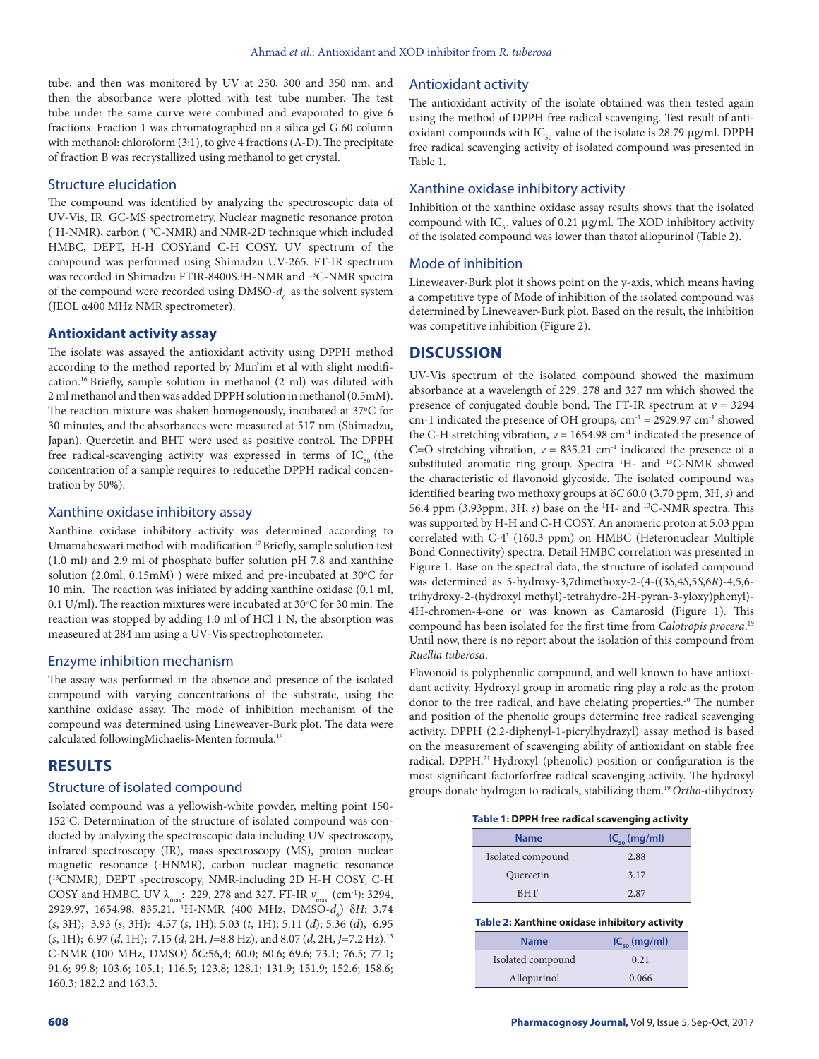tube, and then was monitored by UV at 250, 300 and 350 nm, and then the absorbance were plotted with test tube number. The test tube under the same curve were combined and evaporated to give 6 fractions. Fraction 1 was chromatographed on a silica gel G 60 column with methanol: chloroform (3:1), to give 4 fractions (A-D). The precipitate of fraction B was recrystallized using methanol to get crystal.

### Structure elucidation

The compound was identified by analyzing the spectroscopic data of UV-Vis, IR, GC-MS spectrometry, Nuclear magnetic resonance proton ($^{1}$H-NMR), carbon ($^{13}$C-NMR) and NMR-2D technique which included HMBC, DEPT, H-H COSY,and C-H COSY. UV spectrum of the compound was performed using Shimadzu UV-265. FT-IR spectrum was recorded in Shimadzu FTIR-8400S.$^{1}$H-NMR and $^{13}$C-NMR spectra of the compound were recorded using DMSO-$d_6$ as the solvent system (JEOL α400 MHz NMR spectrometer).

## Antioxidant activity assay

The isolate was assayed the antioxidant activity using DPPH method according to the method reported by Mun'im et al with slight modification.[16] Briefly, sample solution in methanol (2 ml) was diluted with 2 ml methanol and then was added DPPH solution in methanol (0.5mM). The reaction mixture was shaken homogenously, incubated at 37°C for 30 minutes, and the absorbances were measured at 517 nm (Shimadzu, Japan). Quercetin and BHT were used as positive control. The DPPH free radical-scavenging activity was expressed in terms of $IC_{50}$ (the concentration of a sample requires to reducethe DPPH radical concentration by 50%).

### Xanthine oxidase inhibitory assay

Xanthine oxidase inhibitory activity was determined according to Umamaheswari method with modification.[17] Briefly, sample solution test (1.0 ml) and 2.9 ml of phosphate buffer solution pH 7.8 and xanthine solution (2.0ml, 0.15mM) ) were mixed and pre-incubated at 30°C for 10 min. The reaction was initiated by adding xanthine oxidase (0.1 ml, 0.1 U/ml). The reaction mixtures were incubated at 30°C for 30 min. The reaction was stopped by adding 1.0 ml of HCl 1 N, the absorption was measeured at 284 nm using a UV-Vis spectrophotometer.

### Enzyme inhibition mechanism

The assay was performed in the absence and presence of the isolated compound with varying concentrations of the substrate, using the xanthine oxidase assay. The mode of inhibition mechanism of the compound was determined using Lineweaver-Burk plot. The data were calculated followingMichaelis-Menten formula.[18]

## RESULTS

### Structure of isolated compound

Isolated compound was a yellowish-white powder, melting point 150-152°C. Determination of the structure of isolated compound was conducted by analyzing the spectroscopic data including UV spectroscopy, infrared spectroscopy (IR), mass spectroscopy (MS), proton nuclear magnetic resonance ($^{1}$HNMR), carbon nuclear magnetic resonance ($^{13}$CNMR), DEPT spectroscopy, NMR-including 2D H-H COSY, C-H COSY and HMBC. UV $\lambda_{max}$: 229, 278 and 327. FT-IR $\nu_{max}$ (cm$^{-1}$): 3294, 2929.97, 1654,98, 835.21. $^{1}$H-NMR (400 MHz, DMSO-$d_6$) δ*H*: 3.74 (*s*, 3H); 3.93 (*s*, 3H): 4.57 (*s*, 1H); 5.03 (*t*, 1H); 5.11 (*d*); 5.36 (*d*), 6.95 (*s*, 1H); 6.97 (*d*, 1H); 7.15 (*d*, 2H, *J*=8.8 Hz), and 8.07 (*d*, 2H, *J*=7.2 Hz).$^{13}$C-NMR (100 MHz, DMSO) δ*C*:56,4; 60.0; 60.6; 69.6; 73.1; 76.5; 77.1; 91.6; 99.8; 103.6; 105.1; 116.5; 123.8; 128.1; 131.9; 151.9; 152.6; 158.6; 160.3; 182.2 and 163.3.

### Antioxidant activity

The antioxidant activity of the isolate obtained was then tested again using the method of DPPH free radical scavenging. Test result of antioxidant compounds with $IC_{50}$ value of the isolate is 28.79 µg/ml. DPPH free radical scavenging activity of isolated compound was presented in Table 1.

### Xanthine oxidase inhibitory activity

Inhibition of the xanthine oxidase assay results shows that the isolated compound with $IC_{50}$ values of 0.21 µg/ml. The XOD inhibitory activity of the isolated compound was lower than thatof allopurinol (Table 2).

### Mode of inhibition

Lineweaver-Burk plot it shows point on the y-axis, which means having a competitive type of Mode of inhibition of the isolated compound was determined by Lineweaver-Burk plot. Based on the result, the inhibition was competitive inhibition (Figure 2).

## DISCUSSION

UV-Vis spectrum of the isolated compound showed the maximum absorbance at a wavelength of 229, 278 and 327 nm which showed the presence of conjugated double bond. The FT-IR spectrum at $\nu$ = 3294 cm-1 indicated the presence of OH groups, cm$^{-1}$ = 2929.97 cm$^{-1}$ showed the C-H stretching vibration, $\nu$ = 1654.98 cm$^{-1}$ indicated the presence of C=O stretching vibration, $\nu$ = 835.21 cm$^{-1}$ indicated the presence of a substituted aromatic ring group. Spectra $^{1}$H- and $^{13}$C-NMR showed the characteristic of flavonoid glycoside. The isolated compound was identified bearing two methoxy groups at δ*C* 60.0 (3.70 ppm, 3H, *s*) and 56.4 ppm (3.93ppm, 3H, *s*) base on the $^{1}$H- and $^{13}$C-NMR spectra. This was supported by H-H and C-H COSY. An anomeric proton at 5.03 ppm correlated with C-4' (160.3 ppm) on HMBC (Heteronuclear Multiple Bond Connectivity) spectra. Detail HMBC correlation was presented in Figure 1. Base on the spectral data, the structure of isolated compound was determined as 5-hydroxy-3,7dimethoxy-2-(4-((3*S*,4*S*,5*S*,6*R*)-4,5,6-trihydroxy-2-(hydroxyl methyl)-tetrahydro-2H-pyran-3-yloxy)phenyl)-4H-chromen-4-one or was known as Camarosid (Figure 1). This compound has been isolated for the first time from *Calotropis procera*.[19] Until now, there is no report about the isolation of this compound from *Ruellia tuberosa*.

Flavonoid is polyphenolic compound, and well known to have antioxidant activity. Hydroxyl group in aromatic ring play a role as the proton donor to the free radical, and have chelating properties.[20] The number and position of the phenolic groups determine free radical scavenging activity. DPPH (2,2-diphenyl-1-picrylhydrazyl) assay method is based on the measurement of scavenging ability of antioxidant on stable free radical, DPPH.[21] Hydroxyl (phenolic) position or configuration is the most significant factorforfree radical scavenging activity. The hydroxyl groups donate hydrogen to radicals, stabilizing them.[19] *Ortho*-dihydroxy

**Table 1: DPPH free radical scavenging activity**

| Name | $IC_{50}$ (mg/ml) |
|---|---|
| Isolated compound | 2.88 |
| Quercetin | 3.17 |
| BHT | 2.87 |

**Table 2: Xanthine oxidase inhibitory activity**

| Name | $IC_{50}$ (mg/ml) |
|---|---|
| Isolated compound | 0.21 |
| Allopurinol | 0.066 |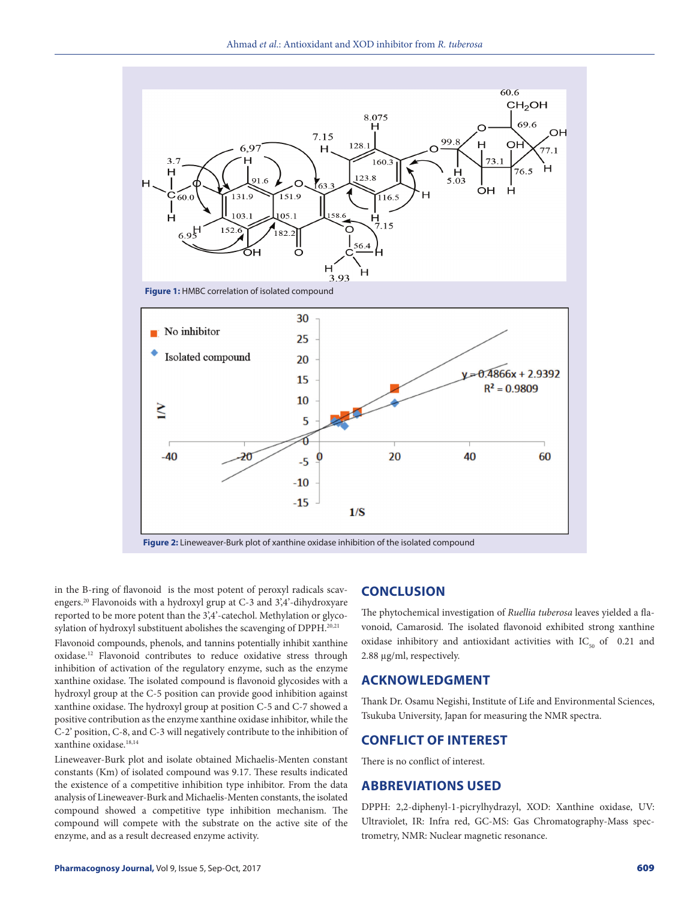**Figure 1:** HMBC correlation of isolated compound

**Figure 2:** Lineweaver-Burk plot of xanthine oxidase inhibition of the isolated compound

in the B-ring of flavonoid is the most potent of peroxyl radicals scavengers.[20] Flavonoids with a hydroxyl grup at C-3 and 3',4'-dihydroxyare reported to be more potent than the 3',4'-catechol. Methylation or glycosylation of hydroxyl substituent abolishes the scavenging of DPPH.[20,21]

Flavonoid compounds, phenols, and tannins potentially inhibit xanthine oxidase.[12] Flavonoid contributes to reduce oxidative stress through inhibition of activation of the regulatory enzyme, such as the enzyme xanthine oxidase. The isolated compound is flavonoid glycosides with a hydroxyl group at the C-5 position can provide good inhibition against xanthine oxidase. The hydroxyl group at position C-5 and C-7 showed a positive contribution as the enzyme xanthine oxidase inhibitor, while the C-2' position, C-8, and C-3 will negatively contribute to the inhibition of xanthine oxidase.[18,14]

Lineweaver-Burk plot and isolate obtained Michaelis-Menten constant constants (Km) of isolated compound was 9.17. These results indicated the existence of a competitive inhibition type inhibitor. From the data analysis of Lineweaver-Burk and Michaelis-Menten constants, the isolated compound showed a competitive type inhibition mechanism. The compound will compete with the substrate on the active site of the enzyme, and as a result decreased enzyme activity.

## CONCLUSION

The phytochemical investigation of *Ruellia tuberosa* leaves yielded a flavonoid, Camarosid. The isolated flavonoid exhibited strong xanthine oxidase inhibitory and antioxidant activities with $IC_{50}$ of 0.21 and 2.88 µg/ml, respectively.

## ACKNOWLEDGMENT

Thank Dr. Osamu Negishi, Institute of Life and Environmental Sciences, Tsukuba University, Japan for measuring the NMR spectra.

## CONFLICT OF INTEREST

There is no conflict of interest.

## ABBREVIATIONS USED

DPPH: 2,2-diphenyl-1-picrylhydrazyl, XOD: Xanthine oxidase, UV: Ultraviolet, IR: Infra red, GC-MS: Gas Chromatography-Mass spectrometry, NMR: Nuclear magnetic resonance.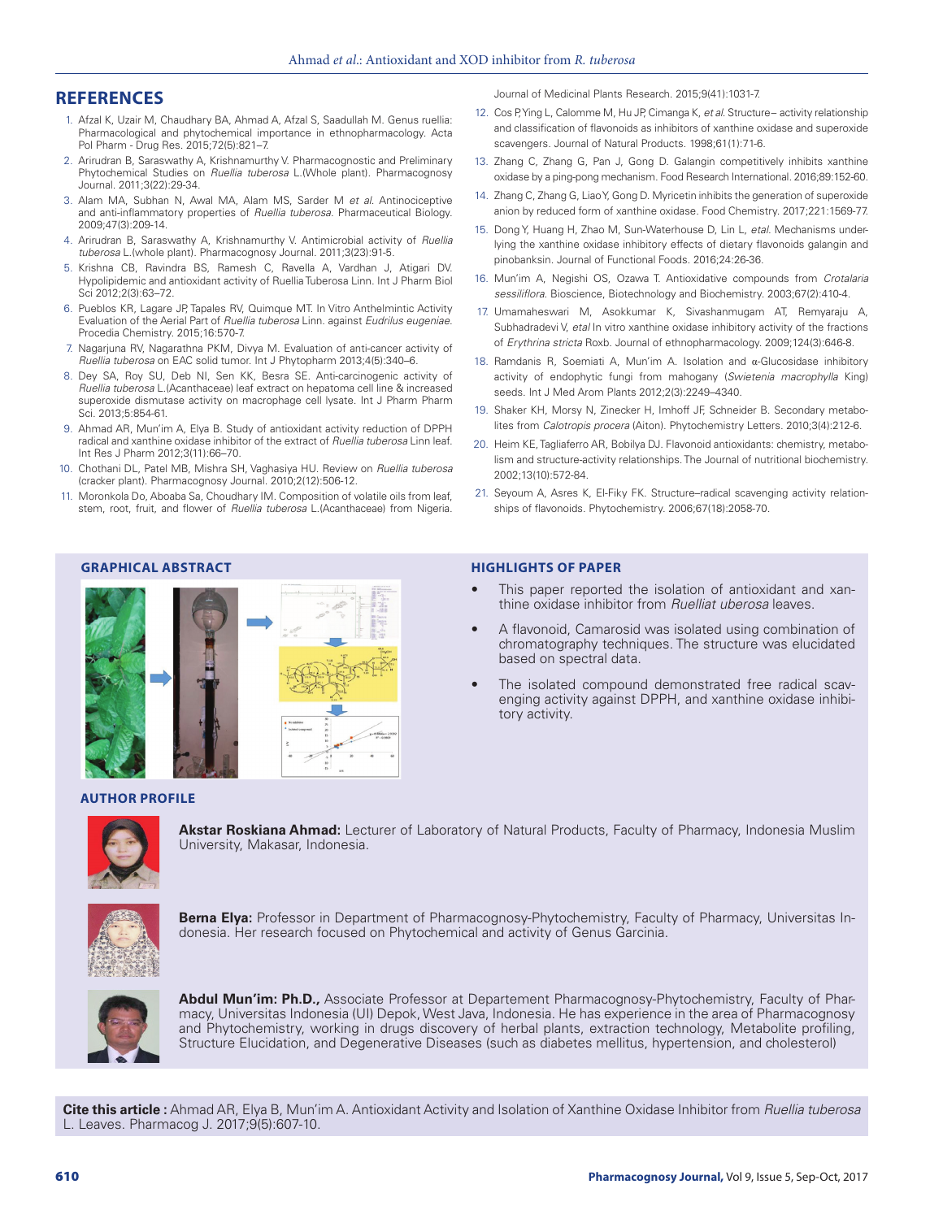## REFERENCES

1. Afzal K, Uzair M, Chaudhary BA, Ahmad A, Afzal S, Saadullah M. Genus ruellia: Pharmacological and phytochemical importance in ethnopharmacology. Acta Pol Pharm - Drug Res. 2015;72(5):821–7.
2. Arirudran B, Saraswathy A, Krishnamurthy V. Pharmacognostic and Preliminary Phytochemical Studies on *Ruellia tuberosa* L.(Whole plant). Pharmacognosy Journal. 2011;3(22):29-34.
3. Alam MA, Subhan N, Awal MA, Alam MS, Sarder M *et al.* Antinociceptive and anti-inflammatory properties of *Ruellia tuberosa.* Pharmaceutical Biology. 2009;47(3):209-14.
4. Arirudran B, Saraswathy A, Krishnamurthy V. Antimicrobial activity of *Ruellia tuberosa* L.(whole plant). Pharmacognosy Journal. 2011;3(23):91-5.
5. Krishna CB, Ravindra BS, Ramesh C, Ravella A, Vardhan J, Atigari DV. Hypolipidemic and antioxidant activity of Ruellia Tuberosa Linn. Int J Pharm Biol Sci 2012;2(3):63–72.
6. Pueblos KR, Lagare JP, Tapales RV, Quimque MT. In Vitro Anthelmintic Activity Evaluation of the Aerial Part of *Ruellia tuberosa* Linn. against *Eudrilus eugeniae.* Procedia Chemistry. 2015;16:570-7.
7. Nagarjuna RV, Nagarathna PKM, Divya M. Evaluation of anti-cancer activity of *Ruellia tuberosa* on EAC solid tumor. Int J Phytopharm 2013;4(5):340–6.
8. Dey SA, Roy SU, Deb NI, Sen KK, Besra SE. Anti-carcinogenic activity of *Ruellia tuberosa* L.(Acanthaceae) leaf extract on hepatoma cell line & increased superoxide dismutase activity on macrophage cell lysate. Int J Pharm Pharm Sci. 2013;5:854-61.
9. Ahmad AR, Mun'im A, Elya B. Study of antioxidant activity reduction of DPPH radical and xanthine oxidase inhibitor of the extract of *Ruellia tuberosa* Linn leaf. Int Res J Pharm 2012;3(11):66–70.
10. Chothani DL, Patel MB, Mishra SH, Vaghasiya HU. Review on *Ruellia tuberosa* (cracker plant). Pharmacognosy Journal. 2010;2(12):506-12.
11. Moronkola Do, Aboaba Sa, Choudhary IM. Composition of volatile oils from leaf, stem, root, fruit, and flower of *Ruellia tuberosa* L.(Acanthaceae) from Nigeria. Journal of Medicinal Plants Research. 2015;9(41):1031-7.
12. Cos P, Ying L, Calomme M, Hu JP, Cimanga K, *et al.* Structure– activity relationship and classification of flavonoids as inhibitors of xanthine oxidase and superoxide scavengers. Journal of Natural Products. 1998;61(1):71-6.
13. Zhang C, Zhang G, Pan J, Gong D. Galangin competitively inhibits xanthine oxidase by a ping-pong mechanism. Food Research International. 2016;89:152-60.
14. Zhang C, Zhang G, Liao Y, Gong D. Myricetin inhibits the generation of superoxide anion by reduced form of xanthine oxidase. Food Chemistry. 2017;221:1569-77.
15. Dong Y, Huang H, Zhao M, Sun-Waterhouse D, Lin L, *etal.* Mechanisms underlying the xanthine oxidase inhibitory effects of dietary flavonoids galangin and pinobanksin. Journal of Functional Foods. 2016;24:26-36.
16. Mun'im A, Negishi OS, Ozawa T. Antioxidative compounds from *Crotalaria sessiliflora.* Bioscience, Biotechnology and Biochemistry. 2003;67(2):410-4.
17. Umamaheswari M, Asokkumar K, Sivashanmugam AT, Remyaraju A, Subhadradevi V, *etal* In vitro xanthine oxidase inhibitory activity of the fractions of *Erythrina stricta* Roxb. Journal of ethnopharmacology. 2009;124(3):646-8.
18. Ramdanis R, Soemiati A, Mun'im A. Isolation and α-Glucosidase inhibitory activity of endophytic fungi from mahogany (*Swietenia macrophylla* King) seeds. Int J Med Arom Plants 2012;2(3):2249–4340.
19. Shaker KH, Morsy N, Zinecker H, Imhoff JF, Schneider B. Secondary metabolites from *Calotropis procera* (Aiton). Phytochemistry Letters. 2010;3(4):212-6.
20. Heim KE, Tagliaferro AR, Bobilya DJ. Flavonoid antioxidants: chemistry, metabolism and structure-activity relationships. The Journal of nutritional biochemistry. 2002;13(10):572-84.
21. Seyoum A, Asres K, El-Fiky FK. Structure–radical scavenging activity relationships of flavonoids. Phytochemistry. 2006;67(18):2058-70.

## GRAPHICAL ABSTRACT

## HIGHLIGHTS OF PAPER

- This paper reported the isolation of antioxidant and xanthine oxidase inhibitor from *Ruelliat uberosa* leaves.
- A flavonoid, Camarosid was isolated using combination of chromatography techniques. The structure was elucidated based on spectral data.
- The isolated compound demonstrated free radical scavenging activity against DPPH, and xanthine oxidase inhibitory activity.

## AUTHOR PROFILE

**Akstar Roskiana Ahmad:** Lecturer of Laboratory of Natural Products, Faculty of Pharmacy, Indonesia Muslim University, Makasar, Indonesia.

**Berna Elya:** Professor in Department of Pharmacognosy-Phytochemistry, Faculty of Pharmacy, Universitas Indonesia. Her research focused on Phytochemical and activity of Genus Garcinia.

**Abdul Mun'im: Ph.D.,** Associate Professor at Departement Pharmacognosy-Phytochemistry, Faculty of Pharmacy, Universitas Indonesia (UI) Depok, West Java, Indonesia. He has experience in the area of Pharmacognosy and Phytochemistry, working in drugs discovery of herbal plants, extraction technology, Metabolite profiling, Structure Elucidation, and Degenerative Diseases (such as diabetes mellitus, hypertension, and cholesterol)

**Cite this article :** Ahmad AR, Elya B, Mun'im A. Antioxidant Activity and Isolation of Xanthine Oxidase Inhibitor from *Ruellia tuberosa* L. Leaves. Pharmacog J. 2017;9(5):607-10.